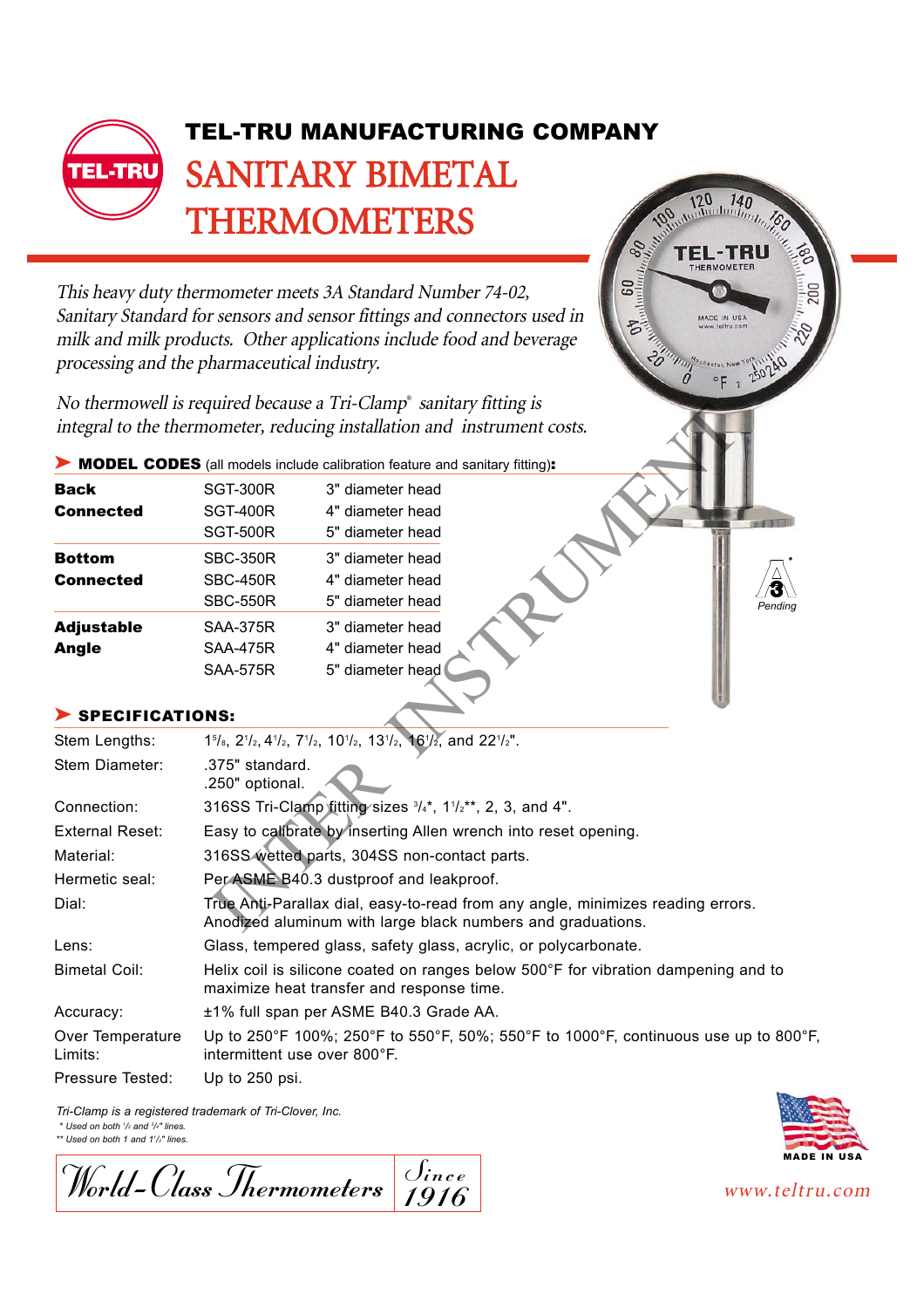# TEL-TRU MANUFACTURING COMPANY

# SANITARY BIMETAL THERMOMETERS

*This heavy duty thermometer meets 3A Standard Number 74-02, Sanitary Standard for sensors and sensor fittings and connectors used in milk and milk products. Other applications include food and beverage processing and the pharmaceutical industry.*

*No thermowell is required because a Tri-Clamp® sanitary fitting is integral to the thermometer, reducing installation and instrument costs.*

## MODEL CODES (all models include calibration feature and sanitary fitting):

| | | |
|---|---|---|
| **Back Connected** | SGT-300R | 3" diameter head |
| | SGT-400R | 4" diameter head |
| | SGT-500R | 5" diameter head |
| **Bottom Connected** | SBC-350R | 3" diameter head |
| | SBC-450R | 4" diameter head |
| | SBC-550R | 5" diameter head |
| **Adjustable Angle** | SAA-375R | 3" diameter head |
| | SAA-475R | 4" diameter head |
| | SAA-575R | 5" diameter head |

## SPECIFICATIONS:

| | |
|---|---|
| Stem Lengths: | 1 5/8, 2 1/2, 4 1/2, 7 1/2, 10 1/2, 13 1/2, 16 1/2, and 22 1/2". |
| Stem Diameter: | .375" standard. .250" optional. |
| Connection: | 316SS Tri-Clamp fitting sizes 3/4*, 1 1/2**, 2, 3, and 4". |
| External Reset: | Easy to calibrate by inserting Allen wrench into reset opening. |
| Material: | 316SS wetted parts, 304SS non-contact parts. |
| Hermetic seal: | Per ASME B40.3 dustproof and leakproof. |
| Dial: | True Anti-Parallax dial, easy-to-read from any angle, minimizes reading errors. Anodized aluminum with large black numbers and graduations. |
| Lens: | Glass, tempered glass, safety glass, acrylic, or polycarbonate. |
| Bimetal Coil: | Helix coil is silicone coated on ranges below 500°F for vibration dampening and to maximize heat transfer and response time. |
| Accuracy: | ±1% full span per ASME B40.3 Grade AA. |
| Over Temperature Limits: | Up to 250°F 100%; 250°F to 550°F, 50%; 550°F to 1000°F, continuous use up to 800°F, intermittent use over 800°F. |
| Pressure Tested: | Up to 250 psi. |

*Tri-Clamp is a registered trademark of Tri-Clover, Inc.*
*\* Used on both 1/2 and 3/4" lines.*
*\*\* Used on both 1 and 1 1/2" lines.*

*World-Class Thermometers — Since 1916*

MADE IN USA

www.teltru.com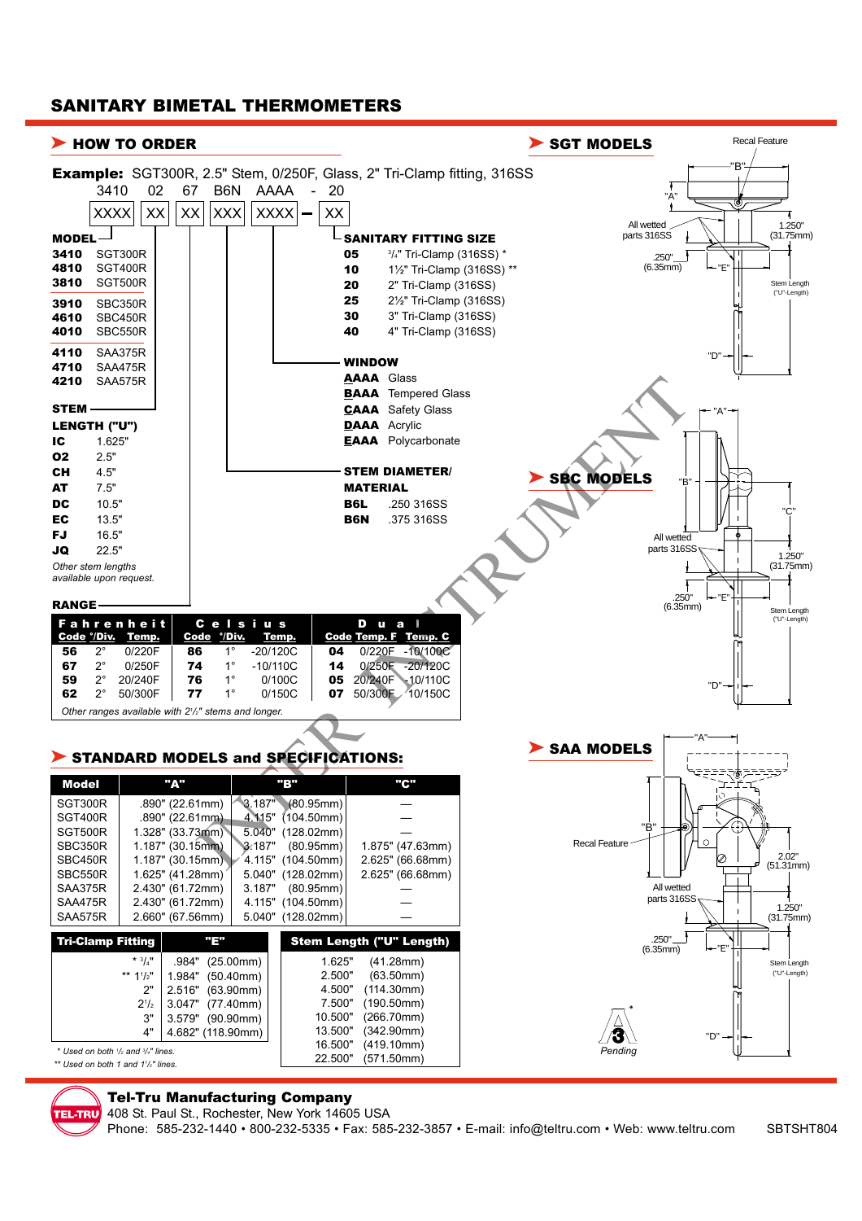# SANITARY BIMETAL THERMOMETERS

## HOW TO ORDER

**Example:** SGT300R, 2.5" Stem, 0/250F, Glass, 2" Tri-Clamp fitting, 316SS

3410 02 67 B6N AAAA - 20

XXXX | XX | XX | XXX | XXXX – XX

**MODEL**

| | |
|---|---|
| **3410** | SGT300R |
| **4810** | SGT400R |
| **3810** | SGT500R |
| **3910** | SBC350R |
| **4610** | SBC450R |
| **4010** | SBC550R |
| **4110** | SAA375R |
| **4710** | SAA475R |
| **4210** | SAA575R |

**STEM LENGTH ("U")**

| | |
|---|---|
| **IC** | 1.625" |
| **02** | 2.5" |
| **CH** | 4.5" |
| **AT** | 7.5" |
| **DC** | 10.5" |
| **EC** | 13.5" |
| **FJ** | 16.5" |
| **JQ** | 22.5" |

*Other stem lengths available upon request.*

**SANITARY FITTING SIZE**

| | |
|---|---|
| **05** | 3/4" Tri-Clamp (316SS) * |
| **10** | 1½" Tri-Clamp (316SS) ** |
| **20** | 2" Tri-Clamp (316SS) |
| **25** | 2½" Tri-Clamp (316SS) |
| **30** | 3" Tri-Clamp (316SS) |
| **40** | 4" Tri-Clamp (316SS) |

**WINDOW**

| | |
|---|---|
| **AAAA** | Glass |
| **BAAA** | Tempered Glass |
| **CAAA** | Safety Glass |
| **DAAA** | Acrylic |
| **EAAA** | Polycarbonate |

**STEM DIAMETER/ MATERIAL**

| | |
|---|---|
| **B6L** | .250 316SS |
| **B6N** | .375 316SS |

**RANGE**

| Fahrenheit | | | Celsius | | | Dual | | |
|---|---|---|---|---|---|---|---|---|
| Code | °/Div. | Temp. | Code | °/Div. | Temp. | Code | Temp. F | Temp. C |
| **56** | 2° | 0/220F | **86** | 1° | -20/120C | **04** | 0/220F | -10/100C |
| **67** | 2° | 0/250F | **74** | 1° | -10/110C | **14** | 0/250F | -20/120C |
| **59** | 2° | 20/240F | **76** | 1° | 0/100C | **05** | 20/240F | -10/110C |
| **62** | 2° | 50/300F | **77** | 1° | 0/150C | **07** | 50/300F | 10/150C |

*Other ranges available with 2½" stems and longer.*

## SGT MODELS

Recal Feature
"B"
"A"
All wetted parts 316SS
1.250" (31.75mm)
.250" (6.35mm)
"E"
Stem Length ("U"-Length)
"D"

## SBC MODELS

"A"
"B"
"C"
All wetted parts 316SS
1.250" (31.75mm)
.250" (6.35mm)
"E"
Stem Length ("U"-Length)
"D"

## SAA MODELS

"A"
"B"
Recal Feature
2.02" (51.31mm)
All wetted parts 316SS
1.250" (31.75mm)
.250" (6.35mm)
"E"
Stem Length ("U"-Length)
"D"

Pending

## STANDARD MODELS and SPECIFICATIONS:

| Model | "A" | "B" | "C" |
|---|---|---|---|
| SGT300R | .890" (22.61mm) | 3.187" (80.95mm) | — |
| SGT400R | .890" (22.61mm) | 4.115" (104.50mm) | — |
| SGT500R | 1.328" (33.73mm) | 5.040" (128.02mm) | — |
| SBC350R | 1.187" (30.15mm) | 3.187" (80.95mm) | 1.875" (47.63mm) |
| SBC450R | 1.187" (30.15mm) | 4.115" (104.50mm) | 2.625" (66.68mm) |
| SBC550R | 1.625" (41.28mm) | 5.040" (128.02mm) | 2.625" (66.68mm) |
| SAA375R | 2.430" (61.72mm) | 3.187" (80.95mm) | — |
| SAA475R | 2.430" (61.72mm) | 4.115" (104.50mm) | — |
| SAA575R | 2.660" (67.56mm) | 5.040" (128.02mm) | — |

| Tri-Clamp Fitting | "E" |
|---|---|
| * 3/4" | .984" (25.00mm) |
| ** 1½" | 1.984" (50.40mm) |
| 2" | 2.516" (63.90mm) |
| 2½ | 3.047" (77.40mm) |
| 3" | 3.579" (90.90mm) |
| 4" | 4.682" (118.90mm) |

*\* Used on both ½ and ¾" lines.*
*\*\* Used on both 1 and 1½" lines.*

| Stem Length ("U" Length) |
|---|
| 1.625" (41.28mm) |
| 2.500" (63.50mm) |
| 4.500" (114.30mm) |
| 7.500" (190.50mm) |
| 10.500" (266.70mm) |
| 13.500" (342.90mm) |
| 16.500" (419.10mm) |
| 22.500" (571.50mm) |

**Tel-Tru Manufacturing Company**
408 St. Paul St., Rochester, New York 14605 USA
Phone: 585-232-1440 • 800-232-5335 • Fax: 585-232-3857 • E-mail: info@teltru.com • Web: www.teltru.com

SBTSHT804